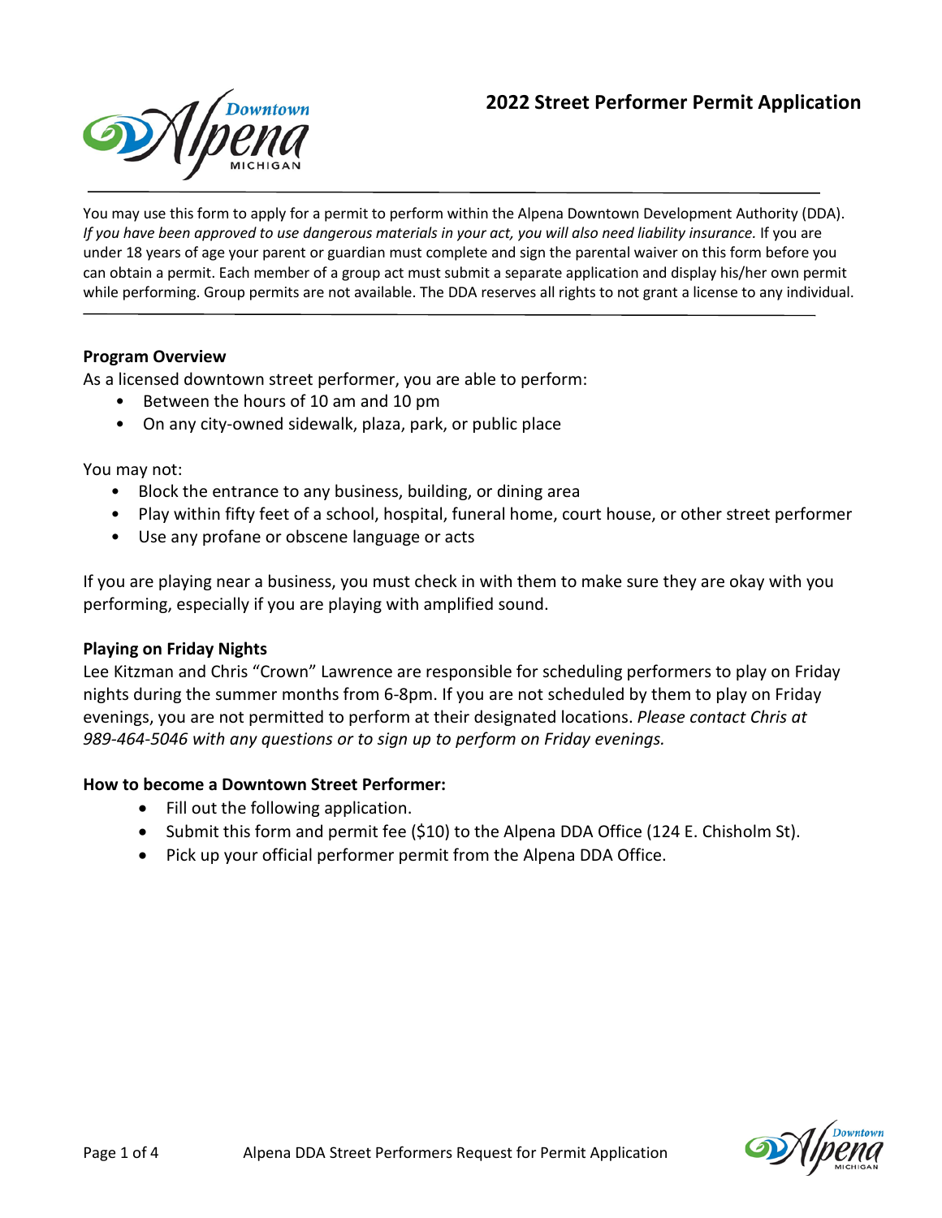# 2022 Street Performer Permit Application

You may use this form to apply for a permit to perform within the Alpena Downtown Development Authority (DDA). *If you have been approved to use dangerous materials in your act, you will also need liability insurance.* If you are under 18 years of age your parent or guardian must complete and sign the parental waiver on this form before you can obtain a permit. Each member of a group act must submit a separate application and display his/her own permit while performing. Group permits are not available. The DDA reserves all rights to not grant a license to any individual.

**Program Overview**

As a licensed downtown street performer, you are able to perform:

- Between the hours of 10 am and 10 pm
- On any city-owned sidewalk, plaza, park, or public place

You may not:

- Block the entrance to any business, building, or dining area
- Play within fifty feet of a school, hospital, funeral home, court house, or other street performer
- Use any profane or obscene language or acts

If you are playing near a business, you must check in with them to make sure they are okay with you performing, especially if you are playing with amplified sound.

**Playing on Friday Nights**

Lee Kitzman and Chris "Crown" Lawrence are responsible for scheduling performers to play on Friday nights during the summer months from 6-8pm. If you are not scheduled by them to play on Friday evenings, you are not permitted to perform at their designated locations. *Please contact Chris at 989-464-5046 with any questions or to sign up to perform on Friday evenings.*

**How to become a Downtown Street Performer:**

- Fill out the following application.
- Submit this form and permit fee ($10) to the Alpena DDA Office (124 E. Chisholm St).
- Pick up your official performer permit from the Alpena DDA Office.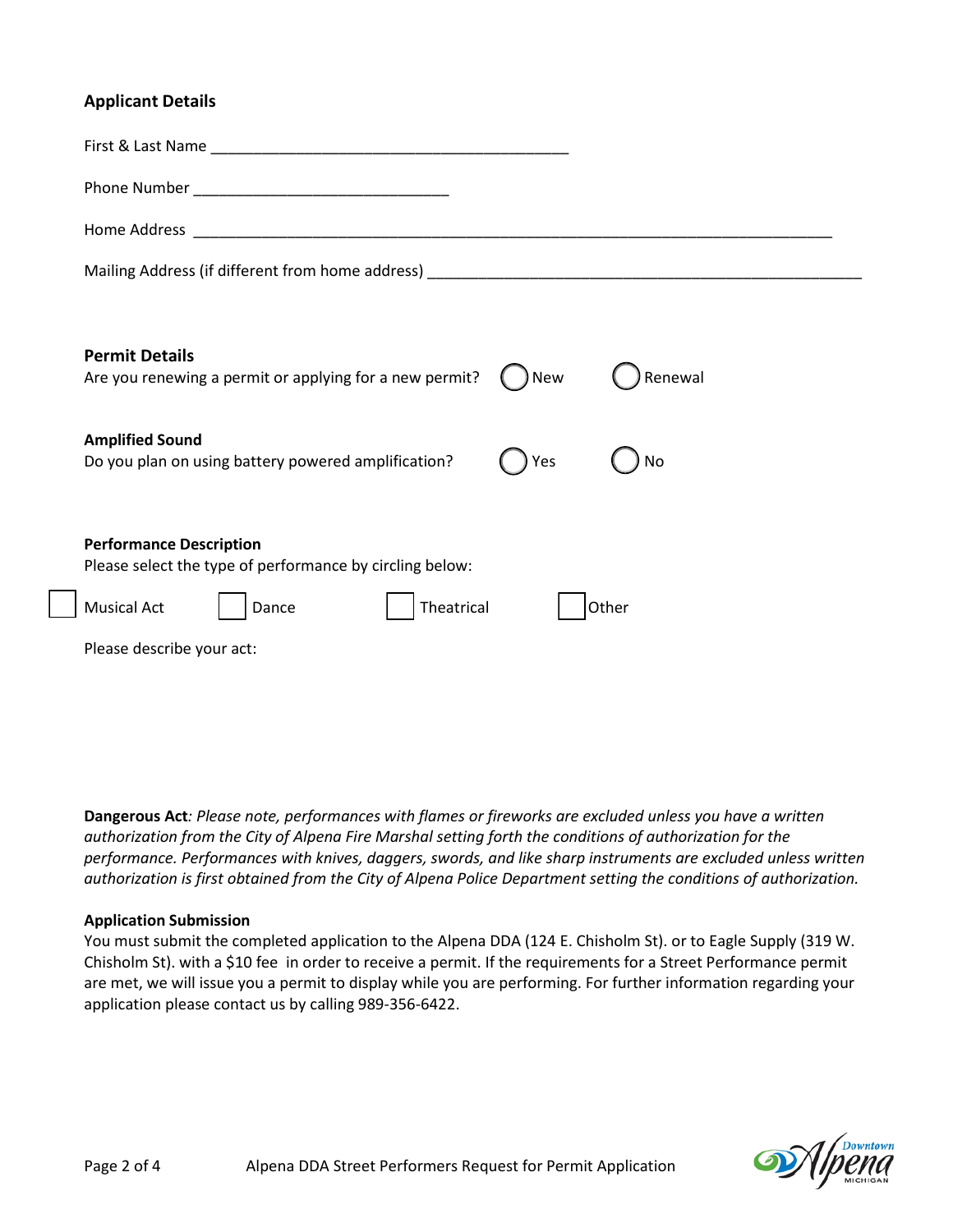## Applicant Details

First & Last Name ___________________________________________

Phone Number ______________________________

Home Address ____________________________________________________________________________

Mailing Address (if different from home address) ____________________________________________________

### Permit Details

Are you renewing a permit or applying for a new permit? ◯ New ◯ Renewal

### Amplified Sound

Do you plan on using battery powered amplification? ◯ Yes ◯ No

### Performance Description

Please select the type of performance by circling below:

☐ Musical Act ☐ Dance ☐ Theatrical ☐ Other

Please describe your act:

**Dangerous Act**: *Please note, performances with flames or fireworks are excluded unless you have a written authorization from the City of Alpena Fire Marshal setting forth the conditions of authorization for the performance. Performances with knives, daggers, swords, and like sharp instruments are excluded unless written authorization is first obtained from the City of Alpena Police Department setting the conditions of authorization.*

**Application Submission**

You must submit the completed application to the Alpena DDA (124 E. Chisholm St). or to Eagle Supply (319 W. Chisholm St). with a $10 fee in order to receive a permit. If the requirements for a Street Performance permit are met, we will issue you a permit to display while you are performing. For further information regarding your application please contact us by calling 989-356-6422.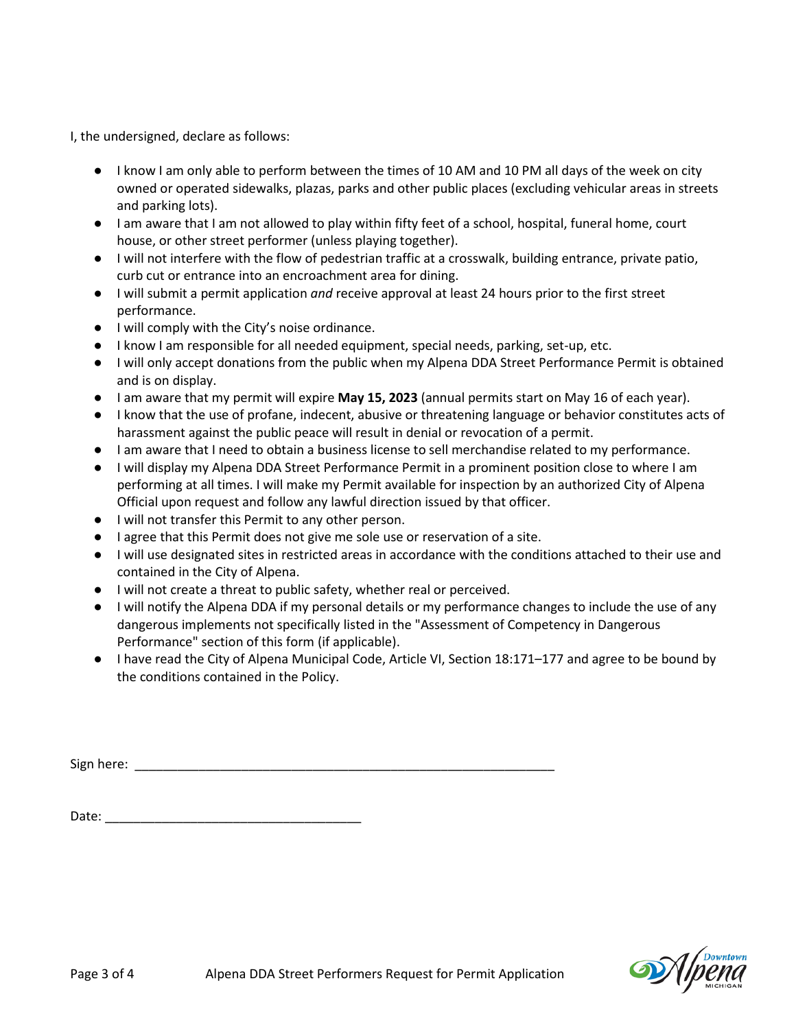I, the undersigned, declare as follows:

- I know I am only able to perform between the times of 10 AM and 10 PM all days of the week on city owned or operated sidewalks, plazas, parks and other public places (excluding vehicular areas in streets and parking lots).
- I am aware that I am not allowed to play within fifty feet of a school, hospital, funeral home, court house, or other street performer (unless playing together).
- I will not interfere with the flow of pedestrian traffic at a crosswalk, building entrance, private patio, curb cut or entrance into an encroachment area for dining.
- I will submit a permit application *and* receive approval at least 24 hours prior to the first street performance.
- I will comply with the City's noise ordinance.
- I know I am responsible for all needed equipment, special needs, parking, set-up, etc.
- I will only accept donations from the public when my Alpena DDA Street Performance Permit is obtained and is on display.
- I am aware that my permit will expire **May 15, 2023** (annual permits start on May 16 of each year).
- I know that the use of profane, indecent, abusive or threatening language or behavior constitutes acts of harassment against the public peace will result in denial or revocation of a permit.
- I am aware that I need to obtain a business license to sell merchandise related to my performance.
- I will display my Alpena DDA Street Performance Permit in a prominent position close to where I am performing at all times. I will make my Permit available for inspection by an authorized City of Alpena Official upon request and follow any lawful direction issued by that officer.
- I will not transfer this Permit to any other person.
- I agree that this Permit does not give me sole use or reservation of a site.
- I will use designated sites in restricted areas in accordance with the conditions attached to their use and contained in the City of Alpena.
- I will not create a threat to public safety, whether real or perceived.
- I will notify the Alpena DDA if my personal details or my performance changes to include the use of any dangerous implements not specifically listed in the "Assessment of Competency in Dangerous Performance" section of this form (if applicable).
- I have read the City of Alpena Municipal Code, Article VI, Section 18:171–177 and agree to be bound by the conditions contained in the Policy.

Sign here: ____________________________________________________________

Date: ____________________________________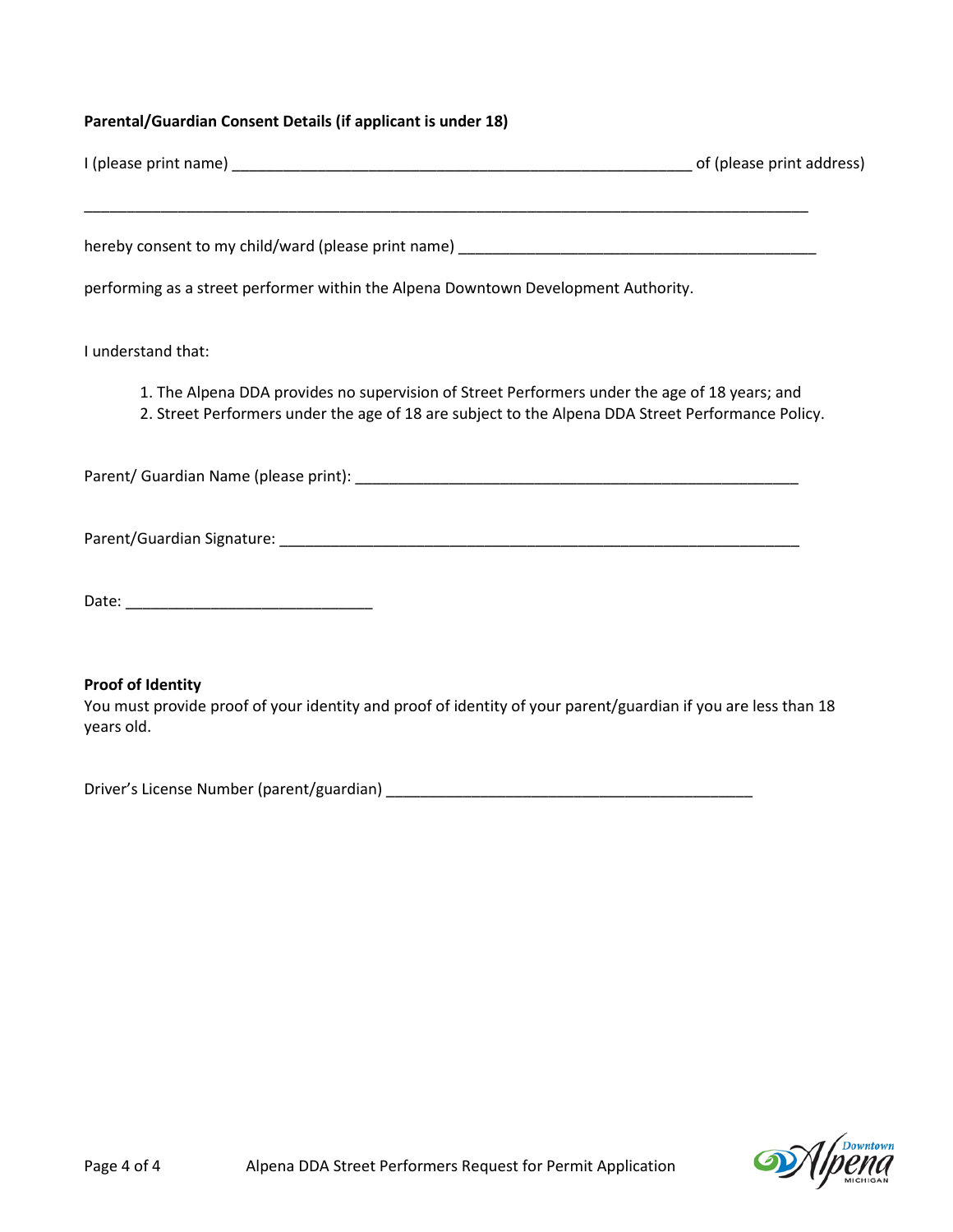**Parental/Guardian Consent Details (if applicant is under 18)**

I (please print name) ________________________________________________________ of (please print address)

_________________________________________________________________________________________

hereby consent to my child/ward (please print name) ____________________________________________

performing as a street performer within the Alpena Downtown Development Authority.

I understand that:

1. The Alpena DDA provides no supervision of Street Performers under the age of 18 years; and
2. Street Performers under the age of 18 are subject to the Alpena DDA Street Performance Policy.

Parent/ Guardian Name (please print): ______________________________________________________

Parent/Guardian Signature: _______________________________________________________________

Date: ______________________________

**Proof of Identity**

You must provide proof of your identity and proof of identity of your parent/guardian if you are less than 18 years old.

Driver's License Number (parent/guardian) _____________________________________________